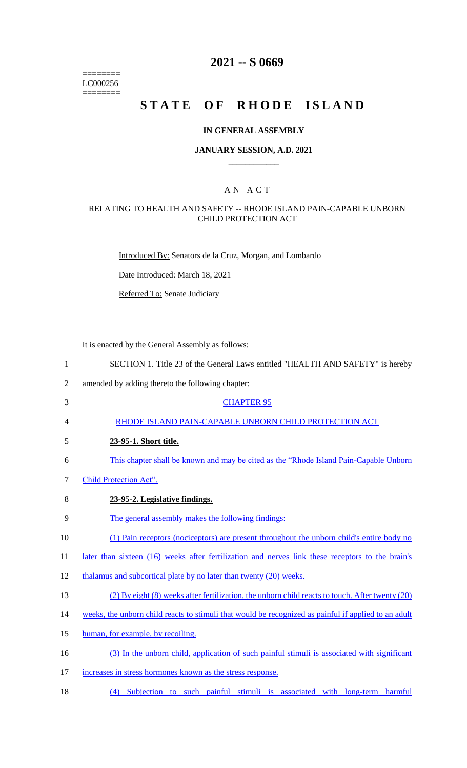========
LC000256
========

# 2021 -- S 0669

# STATE OF RHODE ISLAND

## IN GENERAL ASSEMBLY

### JANUARY SESSION, A.D. 2021

### A N A C T

RELATING TO HEALTH AND SAFETY -- RHODE ISLAND PAIN-CAPABLE UNBORN CHILD PROTECTION ACT

Introduced By: Senators de la Cruz, Morgan, and Lombardo

Date Introduced: March 18, 2021

Referred To: Senate Judiciary

It is enacted by the General Assembly as follows:

1 SECTION 1. Title 23 of the General Laws entitled "HEALTH AND SAFETY" is hereby
2 amended by adding thereto the following chapter:

3 CHAPTER 95

4 RHODE ISLAND PAIN-CAPABLE UNBORN CHILD PROTECTION ACT

5 **23-95-1. Short title.**

6 This chapter shall be known and may be cited as the "Rhode Island Pain-Capable Unborn
7 Child Protection Act".

8 **23-95-2. Legislative findings.**

9 The general assembly makes the following findings:

10 (1) Pain receptors (nociceptors) are present throughout the unborn child's entire body no
11 later than sixteen (16) weeks after fertilization and nerves link these receptors to the brain's
12 thalamus and subcortical plate by no later than twenty (20) weeks.

13 (2) By eight (8) weeks after fertilization, the unborn child reacts to touch. After twenty (20)
14 weeks, the unborn child reacts to stimuli that would be recognized as painful if applied to an adult
15 human, for example, by recoiling.

16 (3) In the unborn child, application of such painful stimuli is associated with significant
17 increases in stress hormones known as the stress response.

18 (4) Subjection to such painful stimuli is associated with long-term harmful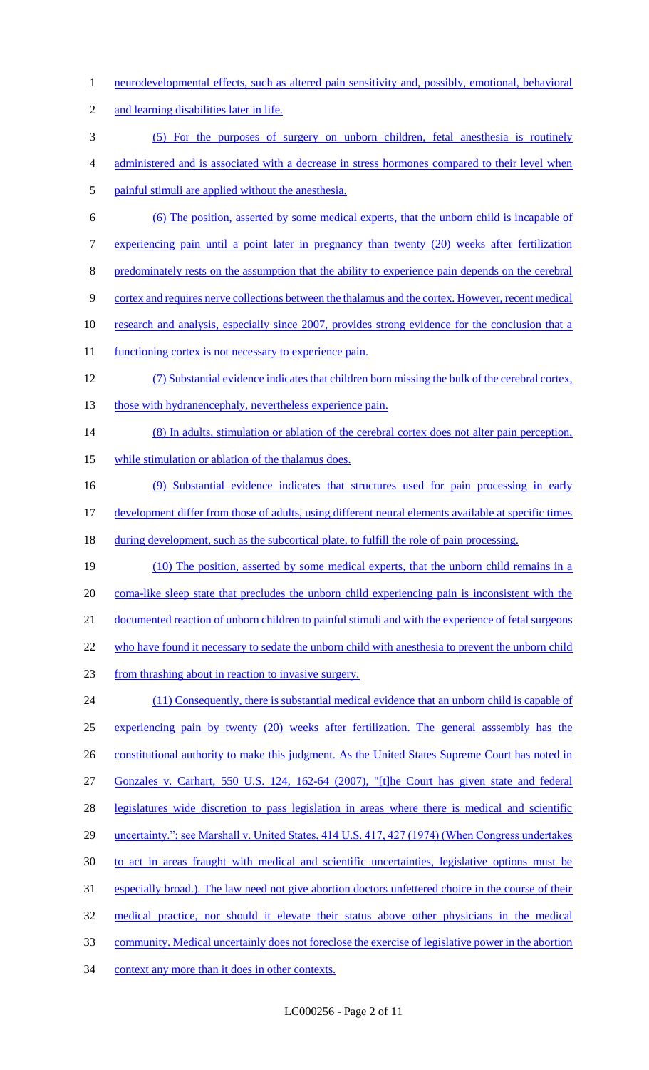neurodevelopmental effects, such as altered pain sensitivity and, possibly, emotional, behavioral and learning disabilities later in life.

(5) For the purposes of surgery on unborn children, fetal anesthesia is routinely administered and is associated with a decrease in stress hormones compared to their level when painful stimuli are applied without the anesthesia.

(6) The position, asserted by some medical experts, that the unborn child is incapable of experiencing pain until a point later in pregnancy than twenty (20) weeks after fertilization predominately rests on the assumption that the ability to experience pain depends on the cerebral cortex and requires nerve collections between the thalamus and the cortex. However, recent medical research and analysis, especially since 2007, provides strong evidence for the conclusion that a functioning cortex is not necessary to experience pain.

(7) Substantial evidence indicates that children born missing the bulk of the cerebral cortex, those with hydranencephaly, nevertheless experience pain.

(8) In adults, stimulation or ablation of the cerebral cortex does not alter pain perception, while stimulation or ablation of the thalamus does.

(9) Substantial evidence indicates that structures used for pain processing in early development differ from those of adults, using different neural elements available at specific times during development, such as the subcortical plate, to fulfill the role of pain processing.

(10) The position, asserted by some medical experts, that the unborn child remains in a coma-like sleep state that precludes the unborn child experiencing pain is inconsistent with the documented reaction of unborn children to painful stimuli and with the experience of fetal surgeons who have found it necessary to sedate the unborn child with anesthesia to prevent the unborn child from thrashing about in reaction to invasive surgery.

(11) Consequently, there is substantial medical evidence that an unborn child is capable of experiencing pain by twenty (20) weeks after fertilization. The general asssembly has the constitutional authority to make this judgment. As the United States Supreme Court has noted in Gonzales v. Carhart, 550 U.S. 124, 162-64 (2007), "[t]he Court has given state and federal legislatures wide discretion to pass legislation in areas where there is medical and scientific uncertainty."; see Marshall v. United States, 414 U.S. 417, 427 (1974) (When Congress undertakes to act in areas fraught with medical and scientific uncertainties, legislative options must be especially broad.). The law need not give abortion doctors unfettered choice in the course of their medical practice, nor should it elevate their status above other physicians in the medical community. Medical uncertainly does not foreclose the exercise of legislative power in the abortion context any more than it does in other contexts.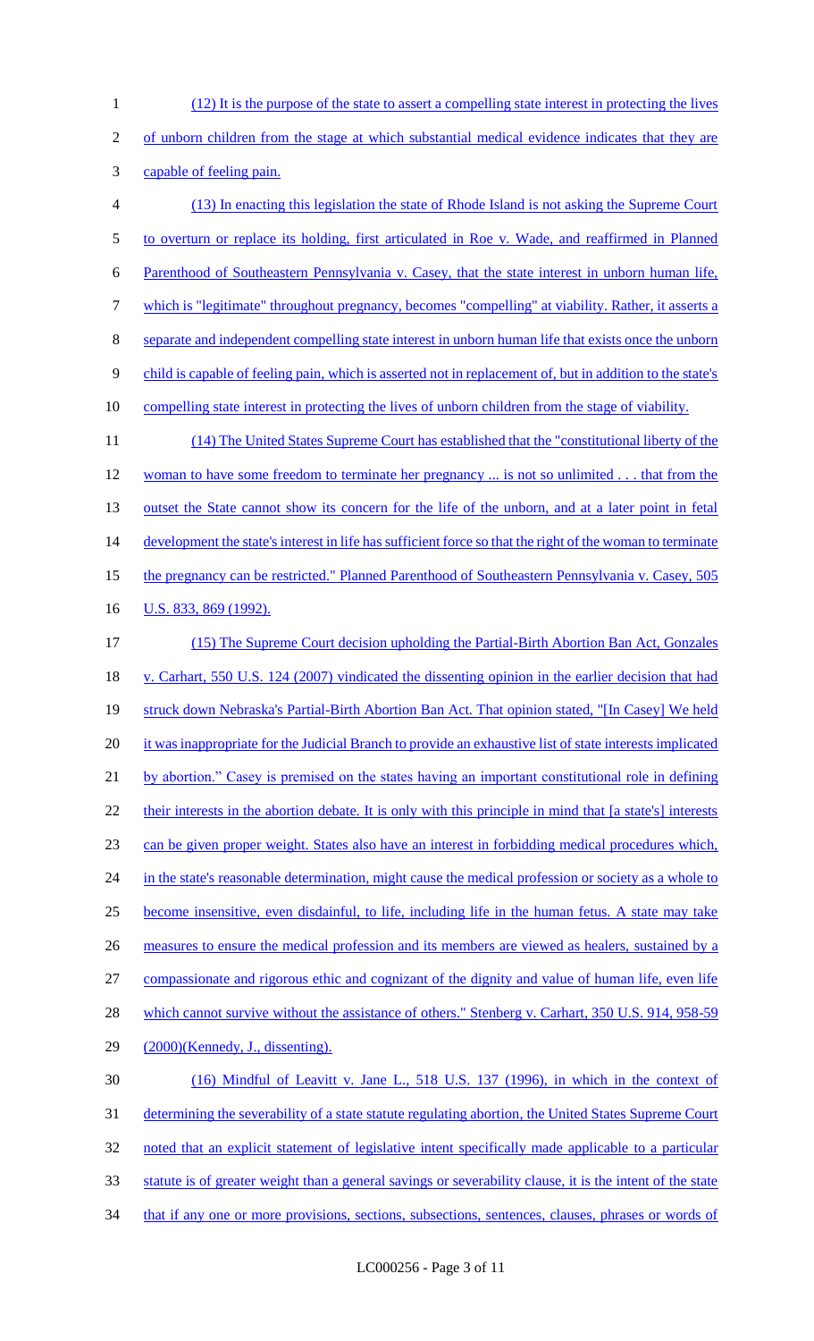(12) It is the purpose of the state to assert a compelling state interest in protecting the lives of unborn children from the stage at which substantial medical evidence indicates that they are capable of feeling pain.

(13) In enacting this legislation the state of Rhode Island is not asking the Supreme Court to overturn or replace its holding, first articulated in Roe v. Wade, and reaffirmed in Planned Parenthood of Southeastern Pennsylvania v. Casey, that the state interest in unborn human life, which is "legitimate" throughout pregnancy, becomes "compelling" at viability. Rather, it asserts a separate and independent compelling state interest in unborn human life that exists once the unborn child is capable of feeling pain, which is asserted not in replacement of, but in addition to the state's compelling state interest in protecting the lives of unborn children from the stage of viability.

(14) The United States Supreme Court has established that the "constitutional liberty of the woman to have some freedom to terminate her pregnancy ... is not so unlimited . . . that from the outset the State cannot show its concern for the life of the unborn, and at a later point in fetal development the state's interest in life has sufficient force so that the right of the woman to terminate the pregnancy can be restricted." Planned Parenthood of Southeastern Pennsylvania v. Casey, 505 U.S. 833, 869 (1992).

(15) The Supreme Court decision upholding the Partial-Birth Abortion Ban Act, Gonzales v. Carhart, 550 U.S. 124 (2007) vindicated the dissenting opinion in the earlier decision that had struck down Nebraska's Partial-Birth Abortion Ban Act. That opinion stated, "[In Casey] We held it was inappropriate for the Judicial Branch to provide an exhaustive list of state interests implicated by abortion." Casey is premised on the states having an important constitutional role in defining their interests in the abortion debate. It is only with this principle in mind that [a state's] interests can be given proper weight. States also have an interest in forbidding medical procedures which, in the state's reasonable determination, might cause the medical profession or society as a whole to become insensitive, even disdainful, to life, including life in the human fetus. A state may take measures to ensure the medical profession and its members are viewed as healers, sustained by a compassionate and rigorous ethic and cognizant of the dignity and value of human life, even life which cannot survive without the assistance of others." Stenberg v. Carhart, 350 U.S. 914, 958-59 (2000)(Kennedy, J., dissenting).

(16) Mindful of Leavitt v. Jane L., 518 U.S. 137 (1996), in which in the context of determining the severability of a state statute regulating abortion, the United States Supreme Court noted that an explicit statement of legislative intent specifically made applicable to a particular statute is of greater weight than a general savings or severability clause, it is the intent of the state that if any one or more provisions, sections, subsections, sentences, clauses, phrases or words of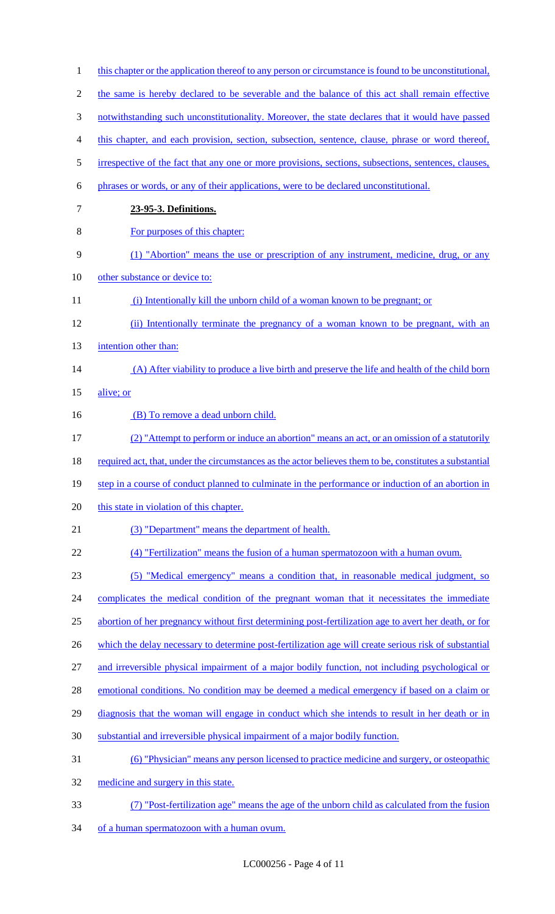this chapter or the application thereof to any person or circumstance is found to be unconstitutional, the same is hereby declared to be severable and the balance of this act shall remain effective notwithstanding such unconstitutionality. Moreover, the state declares that it would have passed this chapter, and each provision, section, subsection, sentence, clause, phrase or word thereof, irrespective of the fact that any one or more provisions, sections, subsections, sentences, clauses, phrases or words, or any of their applications, were to be declared unconstitutional.

**23-95-3. Definitions.**

For purposes of this chapter:

(1) "Abortion" means the use or prescription of any instrument, medicine, drug, or any other substance or device to:

(i) Intentionally kill the unborn child of a woman known to be pregnant; or

(ii) Intentionally terminate the pregnancy of a woman known to be pregnant, with an intention other than:

(A) After viability to produce a live birth and preserve the life and health of the child born alive; or

(B) To remove a dead unborn child.

(2) "Attempt to perform or induce an abortion" means an act, or an omission of a statutorily required act, that, under the circumstances as the actor believes them to be, constitutes a substantial step in a course of conduct planned to culminate in the performance or induction of an abortion in this state in violation of this chapter.

(3) "Department" means the department of health.

(4) "Fertilization" means the fusion of a human spermatozoon with a human ovum.

(5) "Medical emergency" means a condition that, in reasonable medical judgment, so complicates the medical condition of the pregnant woman that it necessitates the immediate abortion of her pregnancy without first determining post-fertilization age to avert her death, or for which the delay necessary to determine post-fertilization age will create serious risk of substantial and irreversible physical impairment of a major bodily function, not including psychological or emotional conditions. No condition may be deemed a medical emergency if based on a claim or diagnosis that the woman will engage in conduct which she intends to result in her death or in substantial and irreversible physical impairment of a major bodily function.

(6) "Physician" means any person licensed to practice medicine and surgery, or osteopathic medicine and surgery in this state.

(7) "Post-fertilization age" means the age of the unborn child as calculated from the fusion of a human spermatozoon with a human ovum.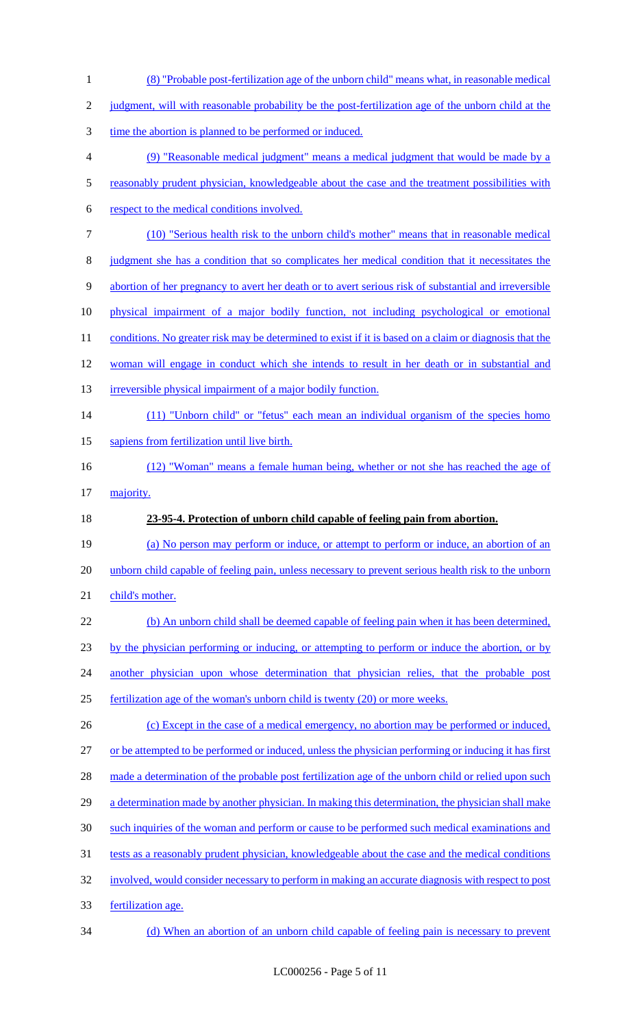(8) "Probable post-fertilization age of the unborn child" means what, in reasonable medical judgment, will with reasonable probability be the post-fertilization age of the unborn child at the time the abortion is planned to be performed or induced.

(9) "Reasonable medical judgment" means a medical judgment that would be made by a reasonably prudent physician, knowledgeable about the case and the treatment possibilities with respect to the medical conditions involved.

(10) "Serious health risk to the unborn child's mother" means that in reasonable medical judgment she has a condition that so complicates her medical condition that it necessitates the abortion of her pregnancy to avert her death or to avert serious risk of substantial and irreversible physical impairment of a major bodily function, not including psychological or emotional conditions. No greater risk may be determined to exist if it is based on a claim or diagnosis that the woman will engage in conduct which she intends to result in her death or in substantial and irreversible physical impairment of a major bodily function.

(11) "Unborn child" or "fetus" each mean an individual organism of the species homo sapiens from fertilization until live birth.

(12) "Woman" means a female human being, whether or not she has reached the age of majority.

**23-95-4. Protection of unborn child capable of feeling pain from abortion.**

(a) No person may perform or induce, or attempt to perform or induce, an abortion of an unborn child capable of feeling pain, unless necessary to prevent serious health risk to the unborn child's mother.

(b) An unborn child shall be deemed capable of feeling pain when it has been determined, by the physician performing or inducing, or attempting to perform or induce the abortion, or by another physician upon whose determination that physician relies, that the probable post fertilization age of the woman's unborn child is twenty (20) or more weeks.

(c) Except in the case of a medical emergency, no abortion may be performed or induced, or be attempted to be performed or induced, unless the physician performing or inducing it has first made a determination of the probable post fertilization age of the unborn child or relied upon such a determination made by another physician. In making this determination, the physician shall make such inquiries of the woman and perform or cause to be performed such medical examinations and tests as a reasonably prudent physician, knowledgeable about the case and the medical conditions involved, would consider necessary to perform in making an accurate diagnosis with respect to post fertilization age.

(d) When an abortion of an unborn child capable of feeling pain is necessary to prevent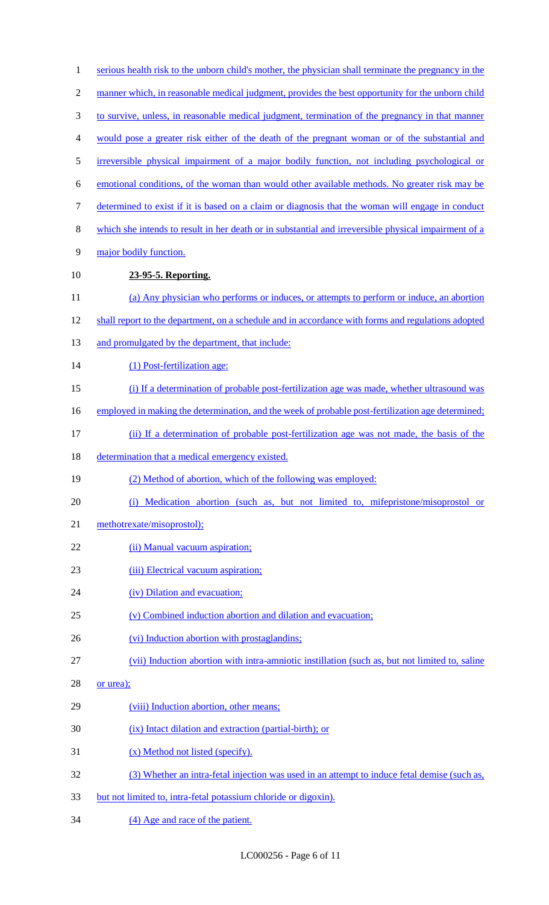serious health risk to the unborn child's mother, the physician shall terminate the pregnancy in the manner which, in reasonable medical judgment, provides the best opportunity for the unborn child to survive, unless, in reasonable medical judgment, termination of the pregnancy in that manner would pose a greater risk either of the death of the pregnant woman or of the substantial and irreversible physical impairment of a major bodily function, not including psychological or emotional conditions, of the woman than would other available methods. No greater risk may be determined to exist if it is based on a claim or diagnosis that the woman will engage in conduct which she intends to result in her death or in substantial and irreversible physical impairment of a major bodily function.

**23-95-5. Reporting.**

(a) Any physician who performs or induces, or attempts to perform or induce, an abortion shall report to the department, on a schedule and in accordance with forms and regulations adopted and promulgated by the department, that include:

(1) Post-fertilization age:

(i) If a determination of probable post-fertilization age was made, whether ultrasound was employed in making the determination, and the week of probable post-fertilization age determined;

(ii) If a determination of probable post-fertilization age was not made, the basis of the determination that a medical emergency existed.

(2) Method of abortion, which of the following was employed:

(i) Medication abortion (such as, but not limited to, mifepristone/misoprostol or methotrexate/misoprostol);

(ii) Manual vacuum aspiration;

(iii) Electrical vacuum aspiration;

(iv) Dilation and evacuation;

(v) Combined induction abortion and dilation and evacuation;

(vi) Induction abortion with prostaglandins;

(vii) Induction abortion with intra-amniotic instillation (such as, but not limited to, saline or urea);

(viii) Induction abortion, other means;

(ix) Intact dilation and extraction (partial-birth); or

(x) Method not listed (specify).

(3) Whether an intra-fetal injection was used in an attempt to induce fetal demise (such as, but not limited to, intra-fetal potassium chloride or digoxin).

(4) Age and race of the patient.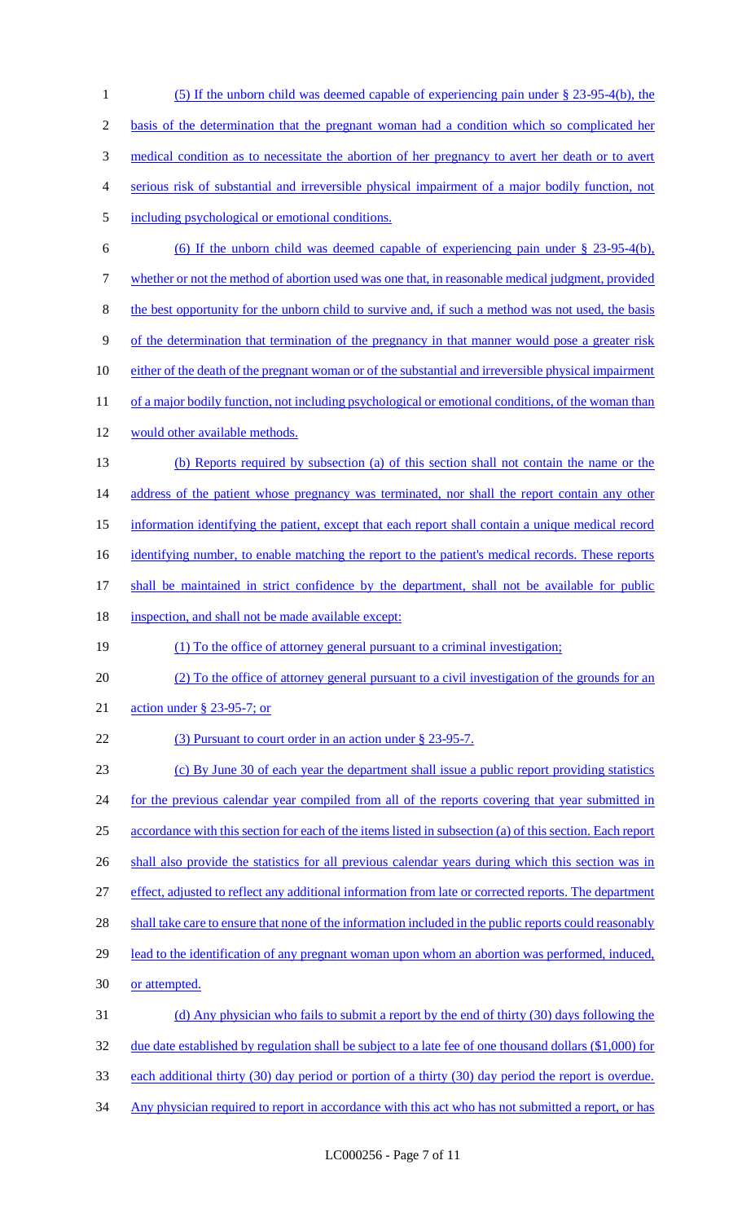(5) If the unborn child was deemed capable of experiencing pain under § 23-95-4(b), the basis of the determination that the pregnant woman had a condition which so complicated her medical condition as to necessitate the abortion of her pregnancy to avert her death or to avert serious risk of substantial and irreversible physical impairment of a major bodily function, not including psychological or emotional conditions.

(6) If the unborn child was deemed capable of experiencing pain under § 23-95-4(b), whether or not the method of abortion used was one that, in reasonable medical judgment, provided the best opportunity for the unborn child to survive and, if such a method was not used, the basis of the determination that termination of the pregnancy in that manner would pose a greater risk either of the death of the pregnant woman or of the substantial and irreversible physical impairment of a major bodily function, not including psychological or emotional conditions, of the woman than would other available methods.

(b) Reports required by subsection (a) of this section shall not contain the name or the address of the patient whose pregnancy was terminated, nor shall the report contain any other information identifying the patient, except that each report shall contain a unique medical record identifying number, to enable matching the report to the patient's medical records. These reports shall be maintained in strict confidence by the department, shall not be available for public inspection, and shall not be made available except:

(1) To the office of attorney general pursuant to a criminal investigation;

(2) To the office of attorney general pursuant to a civil investigation of the grounds for an action under § 23-95-7; or

(3) Pursuant to court order in an action under § 23-95-7.

(c) By June 30 of each year the department shall issue a public report providing statistics for the previous calendar year compiled from all of the reports covering that year submitted in accordance with this section for each of the items listed in subsection (a) of this section. Each report shall also provide the statistics for all previous calendar years during which this section was in effect, adjusted to reflect any additional information from late or corrected reports. The department shall take care to ensure that none of the information included in the public reports could reasonably lead to the identification of any pregnant woman upon whom an abortion was performed, induced, or attempted.

(d) Any physician who fails to submit a report by the end of thirty (30) days following the due date established by regulation shall be subject to a late fee of one thousand dollars ($1,000) for each additional thirty (30) day period or portion of a thirty (30) day period the report is overdue. Any physician required to report in accordance with this act who has not submitted a report, or has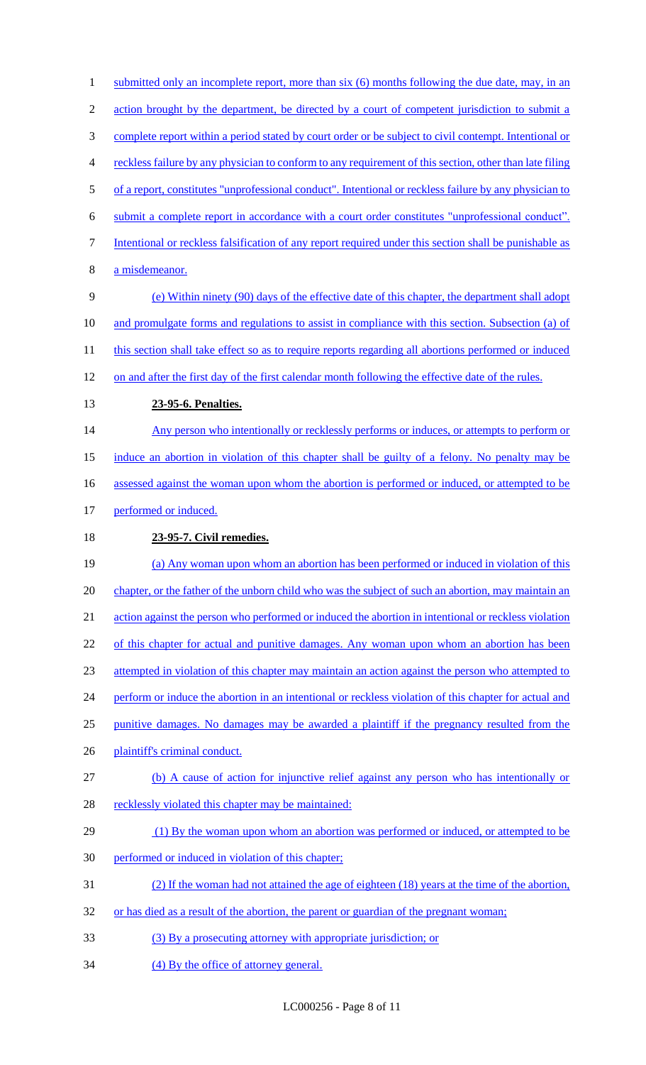submitted only an incomplete report, more than six (6) months following the due date, may, in an action brought by the department, be directed by a court of competent jurisdiction to submit a complete report within a period stated by court order or be subject to civil contempt. Intentional or reckless failure by any physician to conform to any requirement of this section, other than late filing of a report, constitutes "unprofessional conduct". Intentional or reckless failure by any physician to submit a complete report in accordance with a court order constitutes "unprofessional conduct". Intentional or reckless falsification of any report required under this section shall be punishable as a misdemeanor.

(e) Within ninety (90) days of the effective date of this chapter, the department shall adopt and promulgate forms and regulations to assist in compliance with this section. Subsection (a) of this section shall take effect so as to require reports regarding all abortions performed or induced on and after the first day of the first calendar month following the effective date of the rules.

**23-95-6. Penalties.**

Any person who intentionally or recklessly performs or induces, or attempts to perform or induce an abortion in violation of this chapter shall be guilty of a felony. No penalty may be assessed against the woman upon whom the abortion is performed or induced, or attempted to be performed or induced.

**23-95-7. Civil remedies.**

(a) Any woman upon whom an abortion has been performed or induced in violation of this chapter, or the father of the unborn child who was the subject of such an abortion, may maintain an action against the person who performed or induced the abortion in intentional or reckless violation of this chapter for actual and punitive damages. Any woman upon whom an abortion has been attempted in violation of this chapter may maintain an action against the person who attempted to perform or induce the abortion in an intentional or reckless violation of this chapter for actual and punitive damages. No damages may be awarded a plaintiff if the pregnancy resulted from the plaintiff's criminal conduct.

(b) A cause of action for injunctive relief against any person who has intentionally or recklessly violated this chapter may be maintained:

(1) By the woman upon whom an abortion was performed or induced, or attempted to be performed or induced in violation of this chapter;

(2) If the woman had not attained the age of eighteen (18) years at the time of the abortion, or has died as a result of the abortion, the parent or guardian of the pregnant woman;

(3) By a prosecuting attorney with appropriate jurisdiction; or

(4) By the office of attorney general.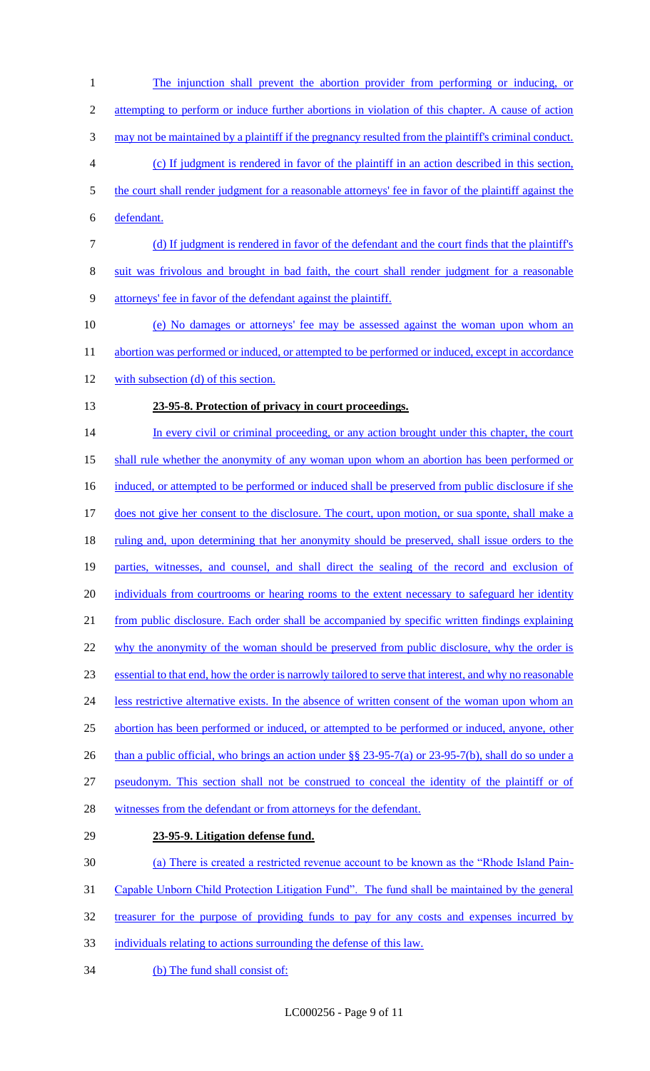The injunction shall prevent the abortion provider from performing or inducing, or attempting to perform or induce further abortions in violation of this chapter. A cause of action may not be maintained by a plaintiff if the pregnancy resulted from the plaintiff's criminal conduct.

(c) If judgment is rendered in favor of the plaintiff in an action described in this section, the court shall render judgment for a reasonable attorneys' fee in favor of the plaintiff against the defendant.

(d) If judgment is rendered in favor of the defendant and the court finds that the plaintiff's suit was frivolous and brought in bad faith, the court shall render judgment for a reasonable attorneys' fee in favor of the defendant against the plaintiff.

(e) No damages or attorneys' fee may be assessed against the woman upon whom an abortion was performed or induced, or attempted to be performed or induced, except in accordance with subsection (d) of this section.

**23-95-8. Protection of privacy in court proceedings.**

In every civil or criminal proceeding, or any action brought under this chapter, the court shall rule whether the anonymity of any woman upon whom an abortion has been performed or induced, or attempted to be performed or induced shall be preserved from public disclosure if she does not give her consent to the disclosure. The court, upon motion, or sua sponte, shall make a ruling and, upon determining that her anonymity should be preserved, shall issue orders to the parties, witnesses, and counsel, and shall direct the sealing of the record and exclusion of individuals from courtrooms or hearing rooms to the extent necessary to safeguard her identity from public disclosure. Each order shall be accompanied by specific written findings explaining why the anonymity of the woman should be preserved from public disclosure, why the order is essential to that end, how the order is narrowly tailored to serve that interest, and why no reasonable less restrictive alternative exists. In the absence of written consent of the woman upon whom an abortion has been performed or induced, or attempted to be performed or induced, anyone, other than a public official, who brings an action under §§ 23-95-7(a) or 23-95-7(b), shall do so under a pseudonym. This section shall not be construed to conceal the identity of the plaintiff or of witnesses from the defendant or from attorneys for the defendant.

**23-95-9. Litigation defense fund.**

(a) There is created a restricted revenue account to be known as the "Rhode Island Pain-Capable Unborn Child Protection Litigation Fund". The fund shall be maintained by the general treasurer for the purpose of providing funds to pay for any costs and expenses incurred by individuals relating to actions surrounding the defense of this law.

(b) The fund shall consist of: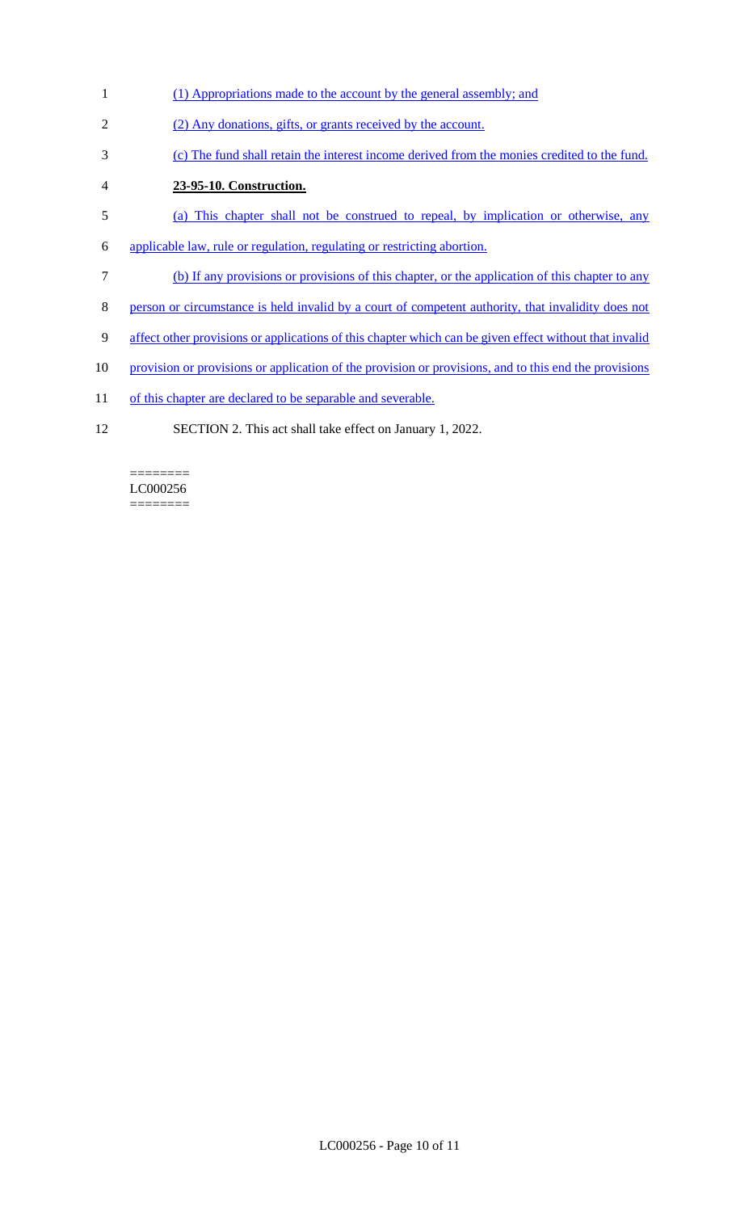(1) Appropriations made to the account by the general assembly; and

(2) Any donations, gifts, or grants received by the account.

(c) The fund shall retain the interest income derived from the monies credited to the fund.

**23-95-10. Construction.**

(a) This chapter shall not be construed to repeal, by implication or otherwise, any applicable law, rule or regulation, regulating or restricting abortion.

(b) If any provisions or provisions of this chapter, or the application of this chapter to any person or circumstance is held invalid by a court of competent authority, that invalidity does not affect other provisions or applications of this chapter which can be given effect without that invalid provision or provisions or application of the provision or provisions, and to this end the provisions of this chapter are declared to be separable and severable.

SECTION 2. This act shall take effect on January 1, 2022.

========
LC000256
========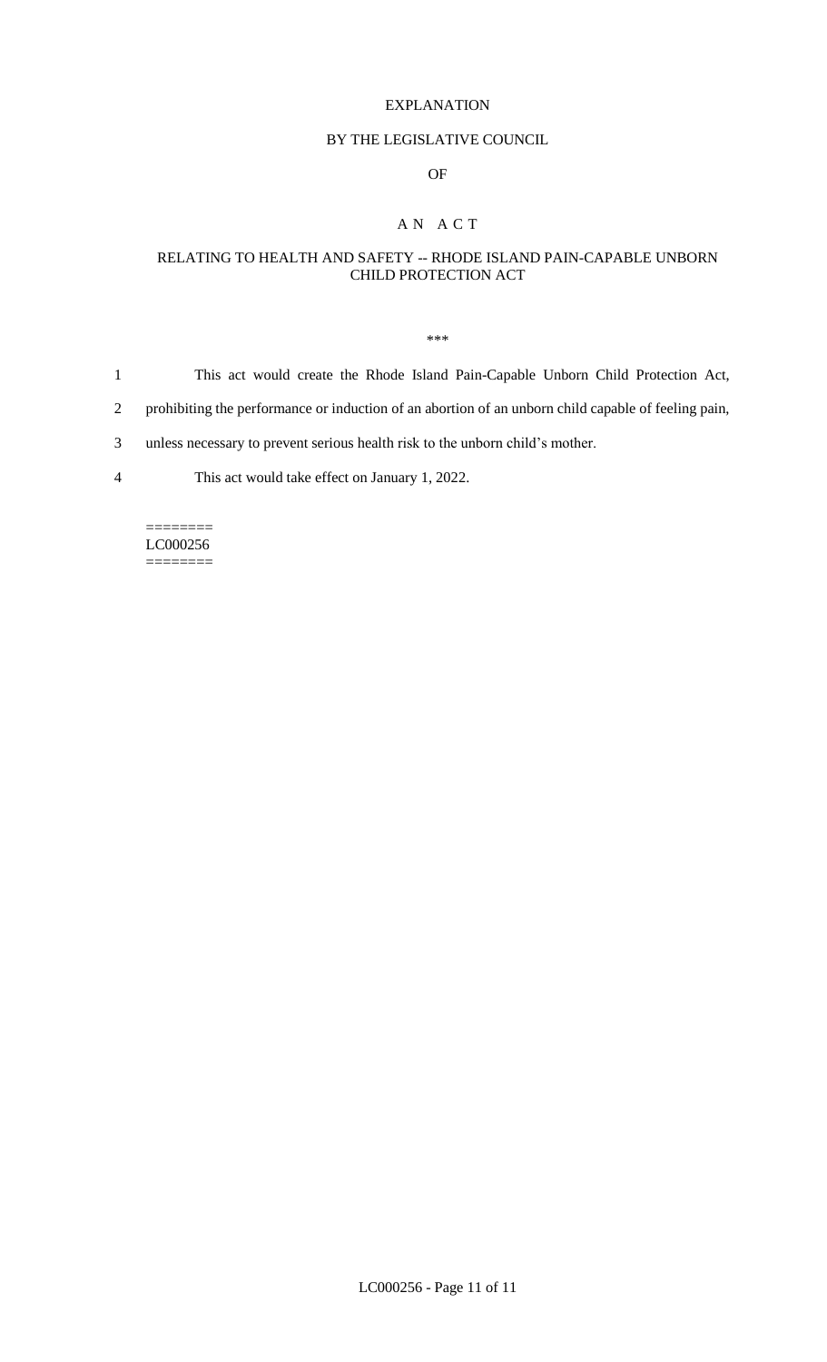EXPLANATION

BY THE LEGISLATIVE COUNCIL

OF

# A N A C T

RELATING TO HEALTH AND SAFETY -- RHODE ISLAND PAIN-CAPABLE UNBORN CHILD PROTECTION ACT

\*\*\*

1 This act would create the Rhode Island Pain-Capable Unborn Child Protection Act,
2 prohibiting the performance or induction of an abortion of an unborn child capable of feeling pain,
3 unless necessary to prevent serious health risk to the unborn child's mother.
4 This act would take effect on January 1, 2022.

========
LC000256
========